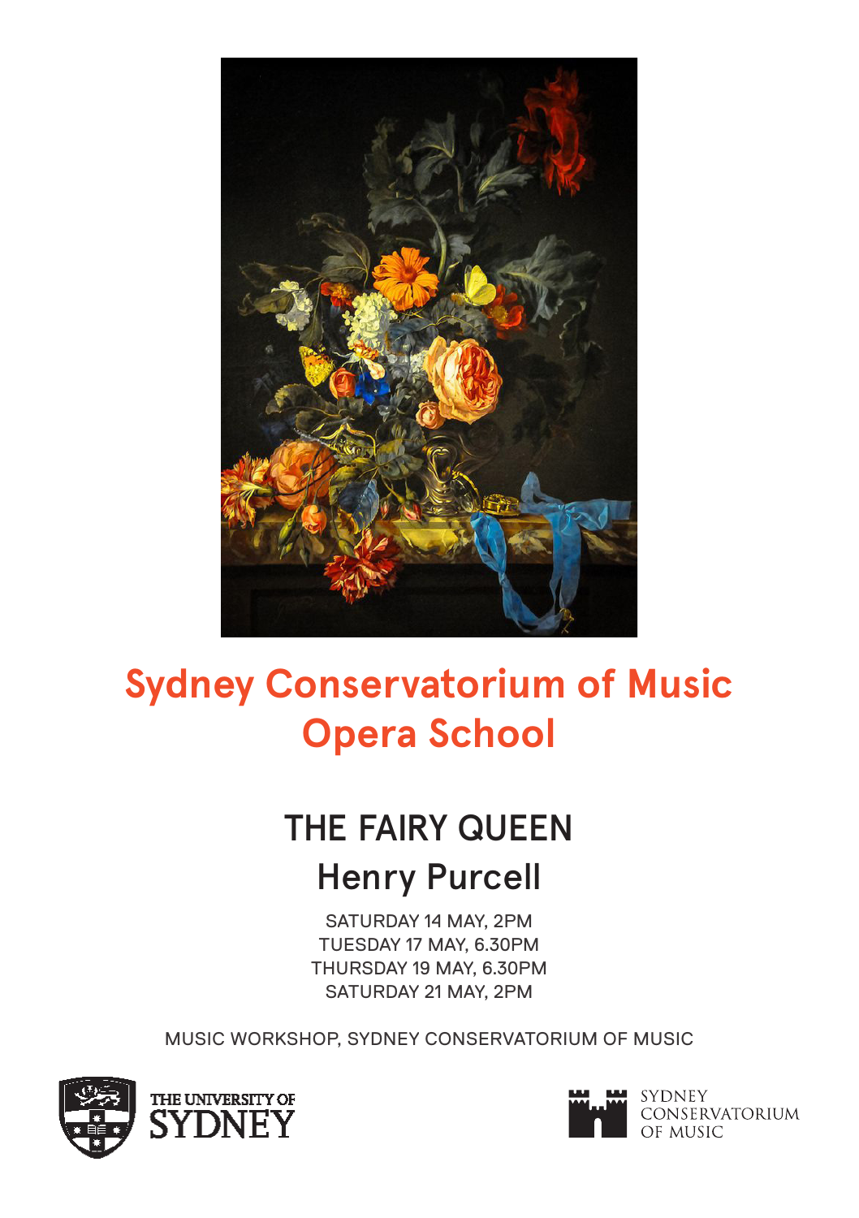# Sydney Conservatorium of Music Opera School

## THE FAIRY QUEEN

## Henry Purcell

SATURDAY 14 MAY, 2PM
TUESDAY 17 MAY, 6.30PM
THURSDAY 19 MAY, 6.30PM
SATURDAY 21 MAY, 2PM

MUSIC WORKSHOP, SYDNEY CONSERVATORIUM OF MUSIC

THE UNIVERSITY OF SYDNEY

SYDNEY CONSERVATORIUM OF MUSIC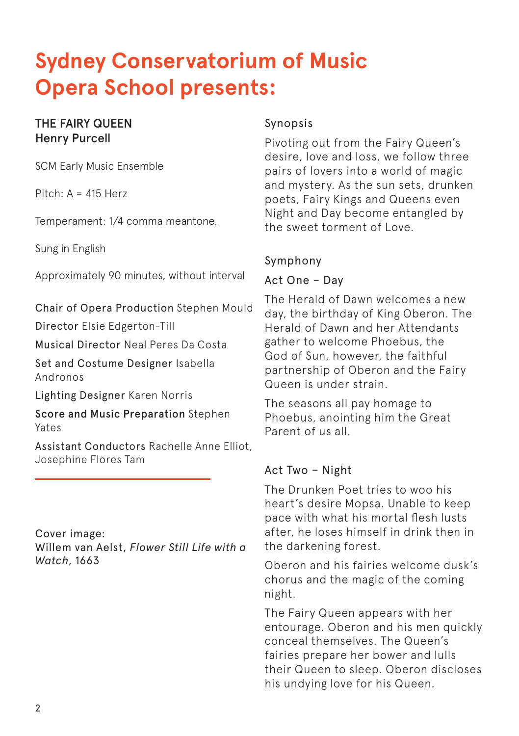# Sydney Conservatorium of Music Opera School presents:

**THE FAIRY QUEEN**
**Henry Purcell**

SCM Early Music Ensemble

Pitch: A = 415 Herz

Temperament: 1/4 comma meantone.

Sung in English

Approximately 90 minutes, without interval

Chair of Opera Production Stephen Mould

Director Elsie Edgerton-Till

Musical Director Neal Peres Da Costa

Set and Costume Designer Isabella Andronos

Lighting Designer Karen Norris

Score and Music Preparation Stephen Yates

Assistant Conductors Rachelle Anne Elliot, Josephine Flores Tam

Cover image:
Willem van Aelst, *Flower Still Life with a Watch*, 1663

## Synopsis

Pivoting out from the Fairy Queen's desire, love and loss, we follow three pairs of lovers into a world of magic and mystery. As the sun sets, drunken poets, Fairy Kings and Queens even Night and Day become entangled by the sweet torment of Love.

### Symphony

### Act One – Day

The Herald of Dawn welcomes a new day, the birthday of King Oberon. The Herald of Dawn and her Attendants gather to welcome Phoebus, the God of Sun, however, the faithful partnership of Oberon and the Fairy Queen is under strain.

The seasons all pay homage to Phoebus, anointing him the Great Parent of us all.

### Act Two – Night

The Drunken Poet tries to woo his heart's desire Mopsa. Unable to keep pace with what his mortal flesh lusts after, he loses himself in drink then in the darkening forest.

Oberon and his fairies welcome dusk's chorus and the magic of the coming night.

The Fairy Queen appears with her entourage. Oberon and his men quickly conceal themselves. The Queen's fairies prepare her bower and lulls their Queen to sleep. Oberon discloses his undying love for his Queen.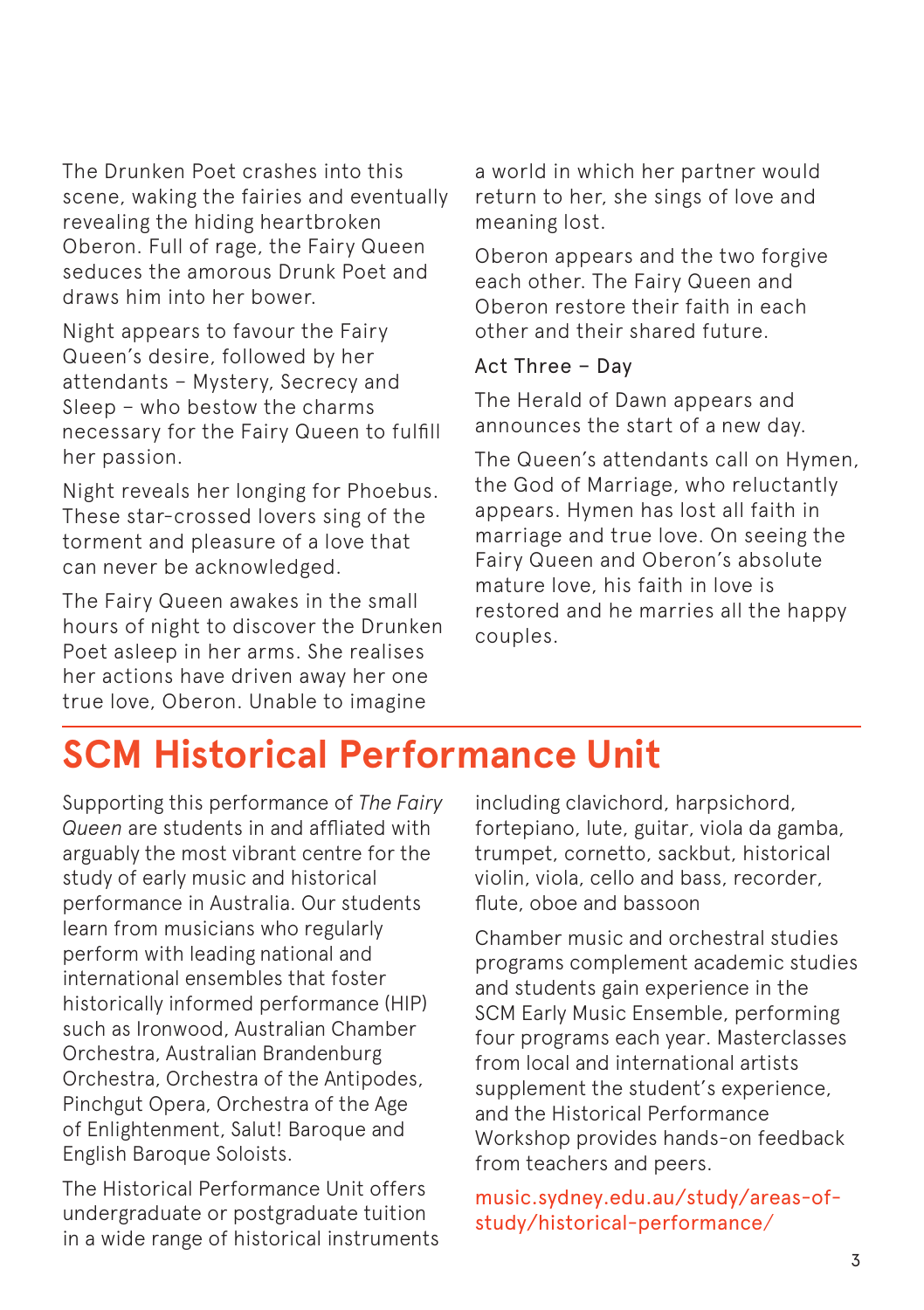The Drunken Poet crashes into this scene, waking the fairies and eventually revealing the hiding heartbroken Oberon. Full of rage, the Fairy Queen seduces the amorous Drunk Poet and draws him into her bower.

Night appears to favour the Fairy Queen's desire, followed by her attendants – Mystery, Secrecy and Sleep – who bestow the charms necessary for the Fairy Queen to fulfill her passion.

Night reveals her longing for Phoebus. These star-crossed lovers sing of the torment and pleasure of a love that can never be acknowledged.

The Fairy Queen awakes in the small hours of night to discover the Drunken Poet asleep in her arms. She realises her actions have driven away her one true love, Oberon. Unable to imagine a world in which her partner would return to her, she sings of love and meaning lost.

Oberon appears and the two forgive each other. The Fairy Queen and Oberon restore their faith in each other and their shared future.

Act Three – Day

The Herald of Dawn appears and announces the start of a new day.

The Queen's attendants call on Hymen, the God of Marriage, who reluctantly appears. Hymen has lost all faith in marriage and true love. On seeing the Fairy Queen and Oberon's absolute mature love, his faith in love is restored and he marries all the happy couples.

# SCM Historical Performance Unit

Supporting this performance of *The Fairy Queen* are students in and affliated with arguably the most vibrant centre for the study of early music and historical performance in Australia. Our students learn from musicians who regularly perform with leading national and international ensembles that foster historically informed performance (HIP) such as Ironwood, Australian Chamber Orchestra, Australian Brandenburg Orchestra, Orchestra of the Antipodes, Pinchgut Opera, Orchestra of the Age of Enlightenment, Salut! Baroque and English Baroque Soloists.

The Historical Performance Unit offers undergraduate or postgraduate tuition in a wide range of historical instruments including clavichord, harpsichord, fortepiano, lute, guitar, viola da gamba, trumpet, cornetto, sackbut, historical violin, viola, cello and bass, recorder, flute, oboe and bassoon

Chamber music and orchestral studies programs complement academic studies and students gain experience in the SCM Early Music Ensemble, performing four programs each year. Masterclasses from local and international artists supplement the student's experience, and the Historical Performance Workshop provides hands-on feedback from teachers and peers.

music.sydney.edu.au/study/areas-of-study/historical-performance/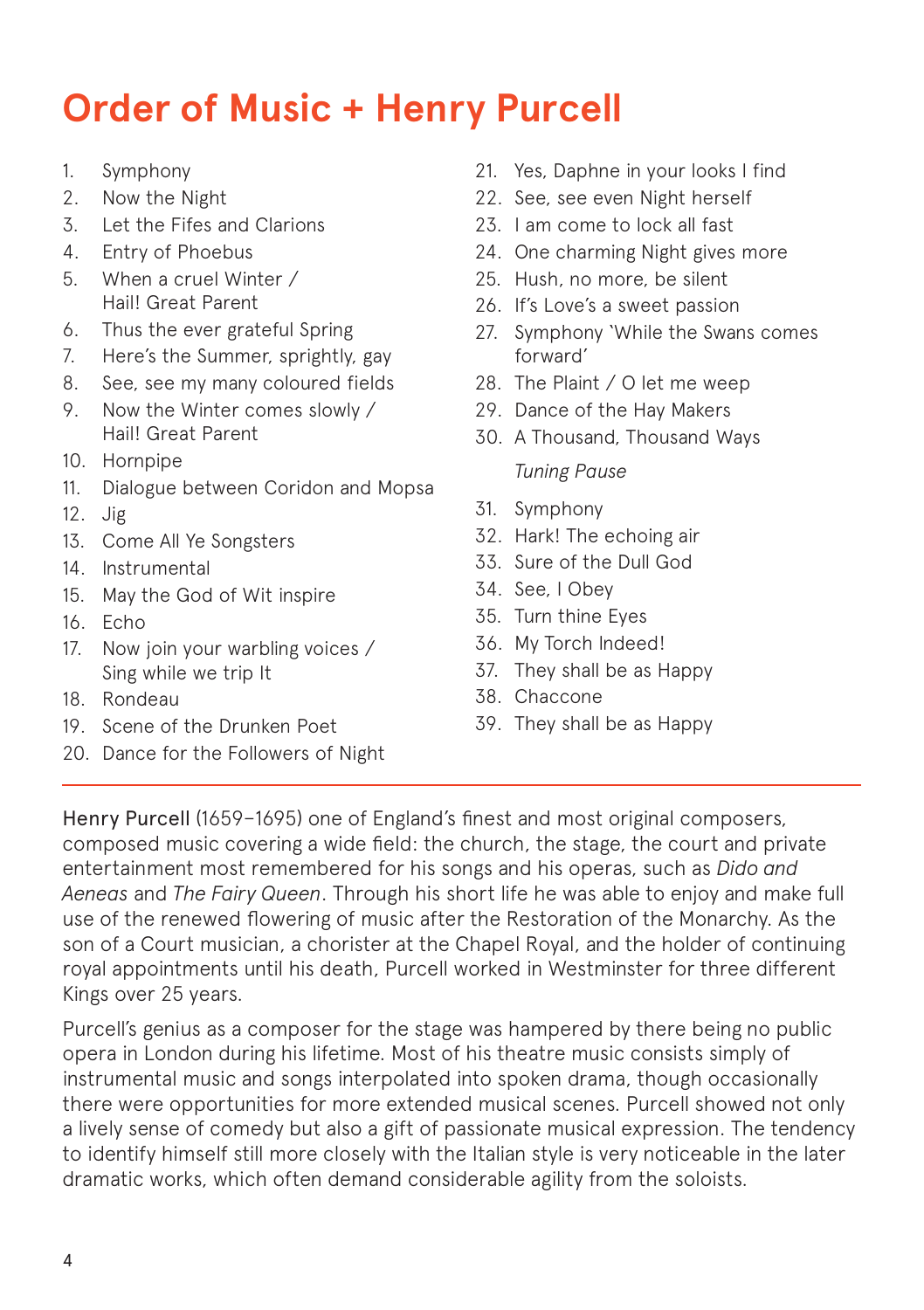# Order of Music + Henry Purcell

1. Symphony
2. Now the Night
3. Let the Fifes and Clarions
4. Entry of Phoebus
5. When a cruel Winter / Hail! Great Parent
6. Thus the ever grateful Spring
7. Here's the Summer, sprightly, gay
8. See, see my many coloured fields
9. Now the Winter comes slowly / Hail! Great Parent
10. Hornpipe
11. Dialogue between Coridon and Mopsa
12. Jig
13. Come All Ye Songsters
14. Instrumental
15. May the God of Wit inspire
16. Echo
17. Now join your warbling voices / Sing while we trip It
18. Rondeau
19. Scene of the Drunken Poet
20. Dance for the Followers of Night
21. Yes, Daphne in your looks I find
22. See, see even Night herself
23. I am come to lock all fast
24. One charming Night gives more
25. Hush, no more, be silent
26. If's Love's a sweet passion
27. Symphony 'While the Swans comes forward'
28. The Plaint / O let me weep
29. Dance of the Hay Makers
30. A Thousand, Thousand Ways

*Tuning Pause*

31. Symphony
32. Hark! The echoing air
33. Sure of the Dull God
34. See, I Obey
35. Turn thine Eyes
36. My Torch Indeed!
37. They shall be as Happy
38. Chaccone
39. They shall be as Happy

---

Henry Purcell (1659–1695) one of England's finest and most original composers, composed music covering a wide field: the church, the stage, the court and private entertainment most remembered for his songs and his operas, such as *Dido and Aeneas* and *The Fairy Queen*. Through his short life he was able to enjoy and make full use of the renewed flowering of music after the Restoration of the Monarchy. As the son of a Court musician, a chorister at the Chapel Royal, and the holder of continuing royal appointments until his death, Purcell worked in Westminster for three different Kings over 25 years.

Purcell's genius as a composer for the stage was hampered by there being no public opera in London during his lifetime. Most of his theatre music consists simply of instrumental music and songs interpolated into spoken drama, though occasionally there were opportunities for more extended musical scenes. Purcell showed not only a lively sense of comedy but also a gift of passionate musical expression. The tendency to identify himself still more closely with the Italian style is very noticeable in the later dramatic works, which often demand considerable agility from the soloists.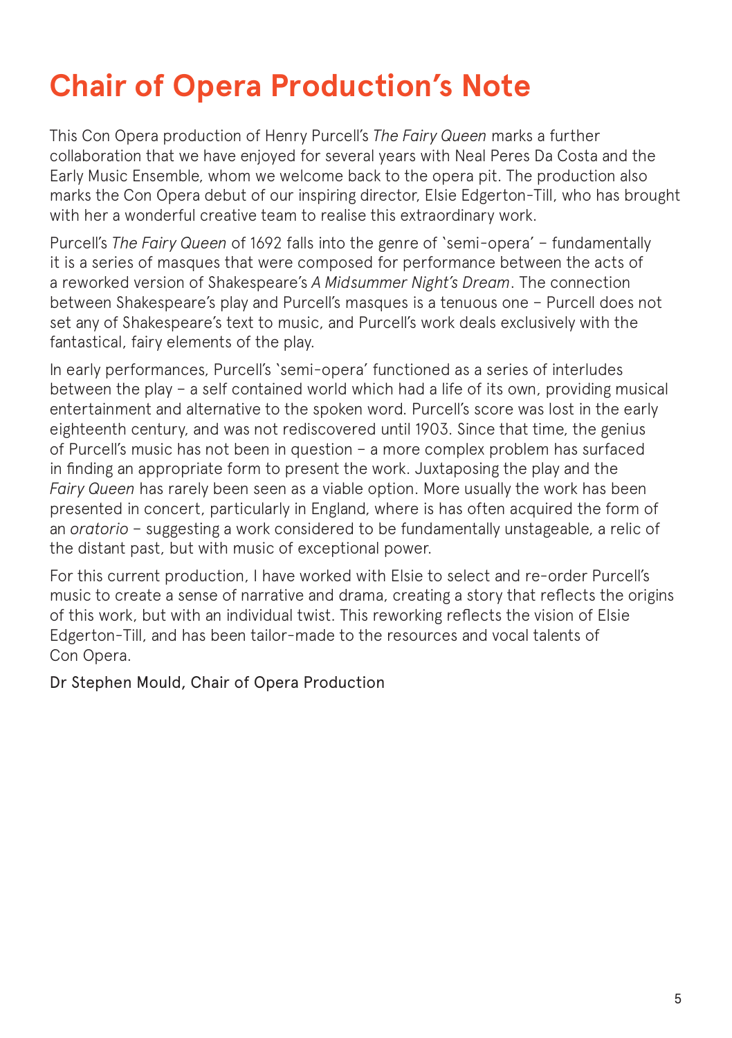# Chair of Opera Production's Note

This Con Opera production of Henry Purcell's *The Fairy Queen* marks a further collaboration that we have enjoyed for several years with Neal Peres Da Costa and the Early Music Ensemble, whom we welcome back to the opera pit. The production also marks the Con Opera debut of our inspiring director, Elsie Edgerton-Till, who has brought with her a wonderful creative team to realise this extraordinary work.

Purcell's *The Fairy Queen* of 1692 falls into the genre of 'semi-opera' – fundamentally it is a series of masques that were composed for performance between the acts of a reworked version of Shakespeare's *A Midsummer Night's Dream*. The connection between Shakespeare's play and Purcell's masques is a tenuous one – Purcell does not set any of Shakespeare's text to music, and Purcell's work deals exclusively with the fantastical, fairy elements of the play.

In early performances, Purcell's 'semi-opera' functioned as a series of interludes between the play – a self contained world which had a life of its own, providing musical entertainment and alternative to the spoken word. Purcell's score was lost in the early eighteenth century, and was not rediscovered until 1903. Since that time, the genius of Purcell's music has not been in question – a more complex problem has surfaced in finding an appropriate form to present the work. Juxtaposing the play and the *Fairy Queen* has rarely been seen as a viable option. More usually the work has been presented in concert, particularly in England, where is has often acquired the form of an *oratorio* – suggesting a work considered to be fundamentally unstageable, a relic of the distant past, but with music of exceptional power.

For this current production, I have worked with Elsie to select and re-order Purcell's music to create a sense of narrative and drama, creating a story that reflects the origins of this work, but with an individual twist. This reworking reflects the vision of Elsie Edgerton-Till, and has been tailor-made to the resources and vocal talents of Con Opera.

Dr Stephen Mould, Chair of Opera Production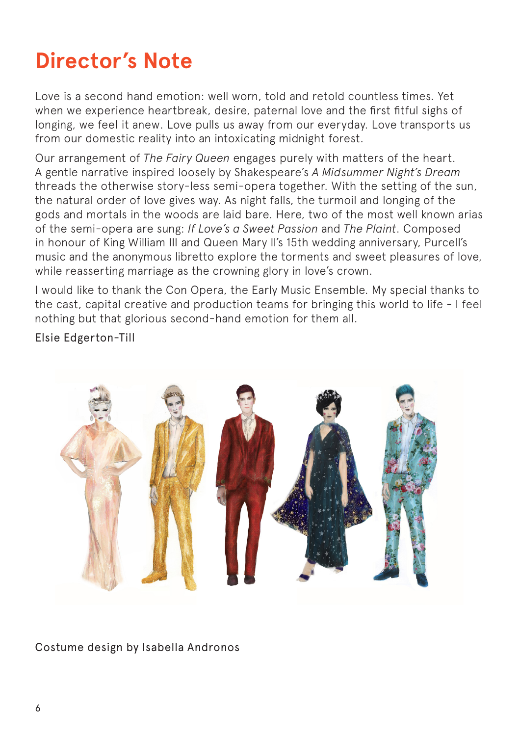# Director's Note

Love is a second hand emotion: well worn, told and retold countless times. Yet when we experience heartbreak, desire, paternal love and the first fitful sighs of longing, we feel it anew. Love pulls us away from our everyday. Love transports us from our domestic reality into an intoxicating midnight forest.

Our arrangement of *The Fairy Queen* engages purely with matters of the heart. A gentle narrative inspired loosely by Shakespeare's *A Midsummer Night's Dream* threads the otherwise story-less semi-opera together. With the setting of the sun, the natural order of love gives way. As night falls, the turmoil and longing of the gods and mortals in the woods are laid bare. Here, two of the most well known arias of the semi-opera are sung: *If Love's a Sweet Passion* and *The Plaint*. Composed in honour of King William III and Queen Mary II's 15th wedding anniversary, Purcell's music and the anonymous libretto explore the torments and sweet pleasures of love, while reasserting marriage as the crowning glory in love's crown.

I would like to thank the Con Opera, the Early Music Ensemble. My special thanks to the cast, capital creative and production teams for bringing this world to life - I feel nothing but that glorious second-hand emotion for them all.

Elsie Edgerton-Till

Costume design by Isabella Andronos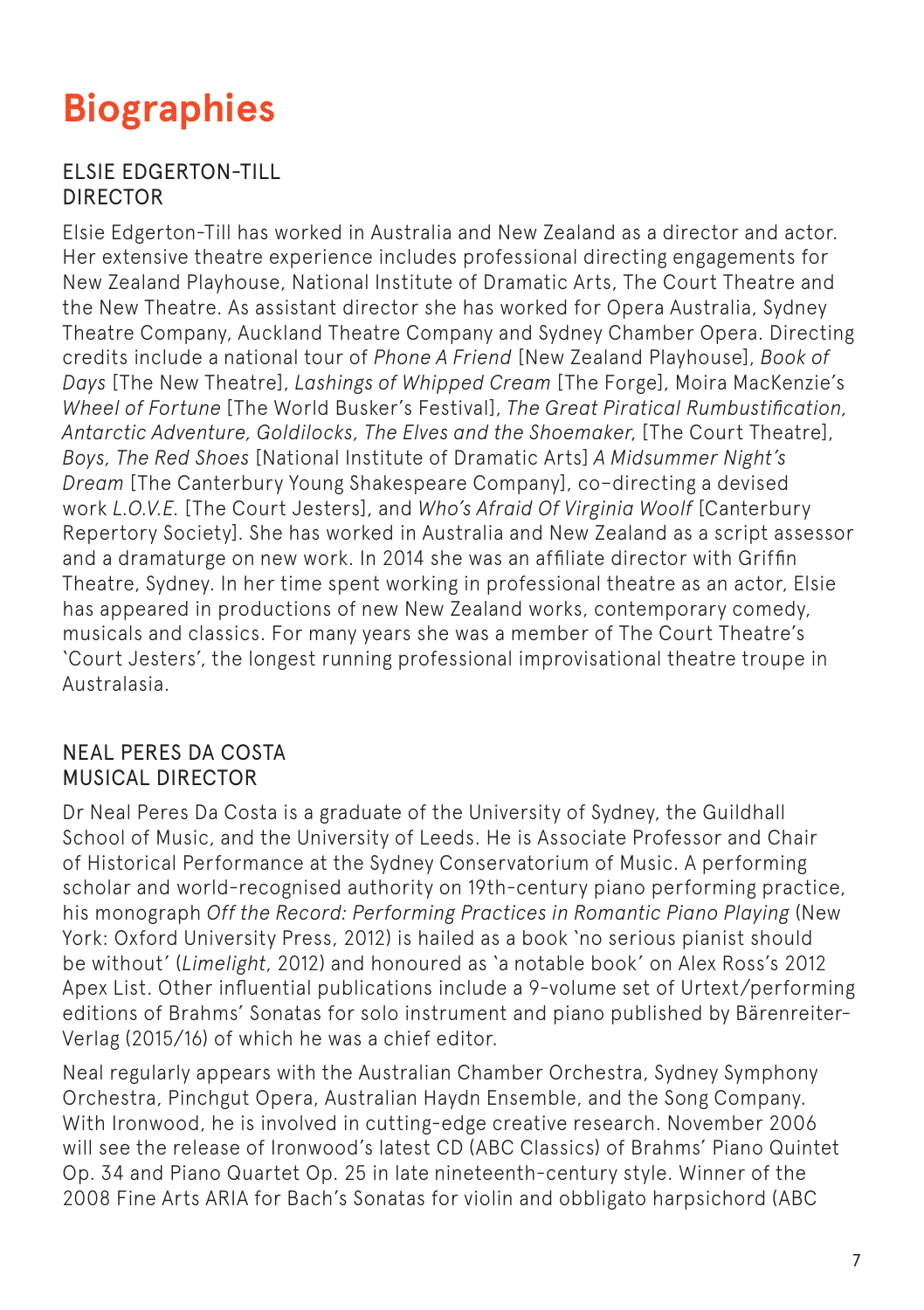# Biographies

## ELSIE EDGERTON-TILL
## DIRECTOR

Elsie Edgerton-Till has worked in Australia and New Zealand as a director and actor. Her extensive theatre experience includes professional directing engagements for New Zealand Playhouse, National Institute of Dramatic Arts, The Court Theatre and the New Theatre. As assistant director she has worked for Opera Australia, Sydney Theatre Company, Auckland Theatre Company and Sydney Chamber Opera. Directing credits include a national tour of *Phone A Friend* [New Zealand Playhouse], *Book of Days* [The New Theatre], *Lashings of Whipped Cream* [The Forge], Moira MacKenzie's *Wheel of Fortune* [The World Busker's Festival], *The Great Piratical Rumbustification, Antarctic Adventure, Goldilocks, The Elves and the Shoemaker*, [The Court Theatre], *Boys, The Red Shoes* [National Institute of Dramatic Arts] *A Midsummer Night's Dream* [The Canterbury Young Shakespeare Company], co-directing a devised work *L.O.V.E.* [The Court Jesters], and *Who's Afraid Of Virginia Woolf* [Canterbury Repertory Society]. She has worked in Australia and New Zealand as a script assessor and a dramaturge on new work. In 2014 she was an affiliate director with Griffin Theatre, Sydney. In her time spent working in professional theatre as an actor, Elsie has appeared in productions of new New Zealand works, contemporary comedy, musicals and classics. For many years she was a member of The Court Theatre's 'Court Jesters', the longest running professional improvisational theatre troupe in Australasia.

## NEAL PERES DA COSTA
## MUSICAL DIRECTOR

Dr Neal Peres Da Costa is a graduate of the University of Sydney, the Guildhall School of Music, and the University of Leeds. He is Associate Professor and Chair of Historical Performance at the Sydney Conservatorium of Music. A performing scholar and world-recognised authority on 19th-century piano performing practice, his monograph *Off the Record: Performing Practices in Romantic Piano Playing* (New York: Oxford University Press, 2012) is hailed as a book 'no serious pianist should be without' (*Limelight*, 2012) and honoured as 'a notable book' on Alex Ross's 2012 Apex List. Other influential publications include a 9-volume set of Urtext/performing editions of Brahms' Sonatas for solo instrument and piano published by Bärenreiter-Verlag (2015/16) of which he was a chief editor.

Neal regularly appears with the Australian Chamber Orchestra, Sydney Symphony Orchestra, Pinchgut Opera, Australian Haydn Ensemble, and the Song Company. With Ironwood, he is involved in cutting-edge creative research. November 2006 will see the release of Ironwood's latest CD (ABC Classics) of Brahms' Piano Quintet Op. 34 and Piano Quartet Op. 25 in late nineteenth-century style. Winner of the 2008 Fine Arts ARIA for Bach's Sonatas for violin and obbligato harpsichord (ABC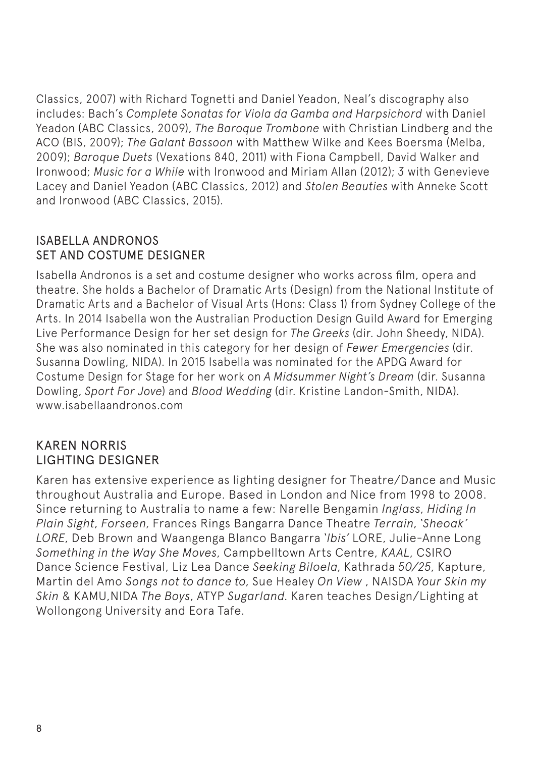Classics, 2007) with Richard Tognetti and Daniel Yeadon, Neal's discography also includes: Bach's *Complete Sonatas for Viola da Gamba and Harpsichord* with Daniel Yeadon (ABC Classics, 2009), *The Baroque Trombone* with Christian Lindberg and the ACO (BIS, 2009); *The Galant Bassoon* with Matthew Wilke and Kees Boersma (Melba, 2009); *Baroque Duets* (Vexations 840, 2011) with Fiona Campbell, David Walker and Ironwood; *Music for a While* with Ironwood and Miriam Allan (2012); 3 with Genevieve Lacey and Daniel Yeadon (ABC Classics, 2012) and *Stolen Beauties* with Anneke Scott and Ironwood (ABC Classics, 2015).

## ISABELLA ANDRONOS
## SET AND COSTUME DESIGNER

Isabella Andronos is a set and costume designer who works across film, opera and theatre. She holds a Bachelor of Dramatic Arts (Design) from the National Institute of Dramatic Arts and a Bachelor of Visual Arts (Hons: Class 1) from Sydney College of the Arts. In 2014 Isabella won the Australian Production Design Guild Award for Emerging Live Performance Design for her set design for *The Greeks* (dir. John Sheedy, NIDA). She was also nominated in this category for her design of *Fewer Emergencies* (dir. Susanna Dowling, NIDA). In 2015 Isabella was nominated for the APDG Award for Costume Design for Stage for her work on *A Midsummer Night's Dream* (dir. Susanna Dowling, *Sport For Jove*) and *Blood Wedding* (dir. Kristine Landon-Smith, NIDA). www.isabellaandronos.com

## KAREN NORRIS
## LIGHTING DESIGNER

Karen has extensive experience as lighting designer for Theatre/Dance and Music throughout Australia and Europe. Based in London and Nice from 1998 to 2008. Since returning to Australia to name a few: Narelle Bengamin *Inglass*, *Hiding In Plain Sight*, *Forseen*, Frances Rings Bangarra Dance Theatre *Terrain*, *'Sheoak' LORE*, Deb Brown and Waangenga Blanco Bangarra *'Ibis'* LORE, Julie-Anne Long *Something in the Way She Moves*, Campbelltown Arts Centre, *KAAL*, CSIRO Dance Science Festival, Liz Lea Dance *Seeking Biloela*, Kathrada *50/25*, Kapture, Martin del Amo *Songs not to dance to*, Sue Healey *On View* , NAISDA *Your Skin my Skin* & KAMU,NIDA *The Boys*, ATYP *Sugarland*. Karen teaches Design/Lighting at Wollongong University and Eora Tafe.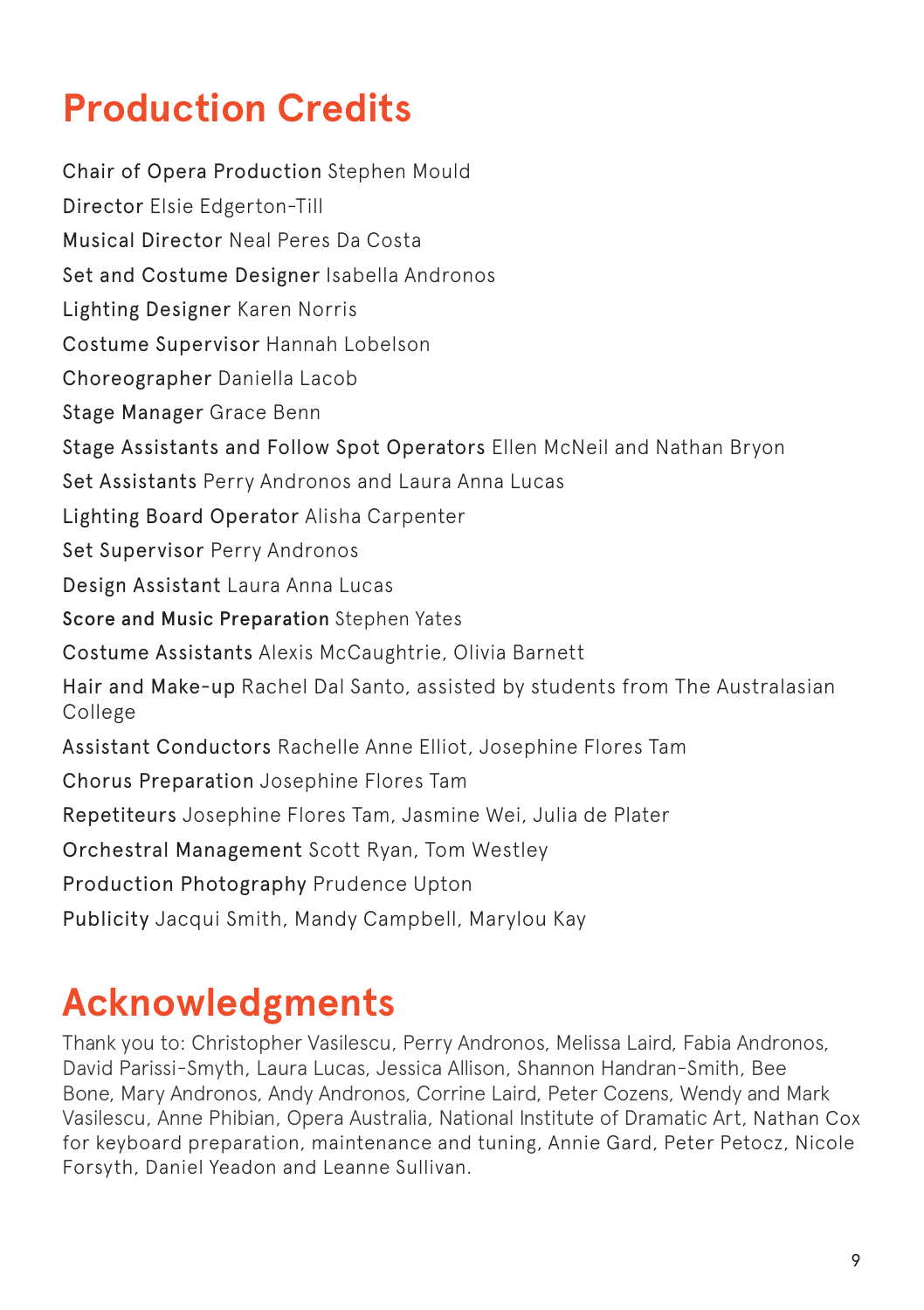# Production Credits

Chair of Opera Production Stephen Mould

Director Elsie Edgerton-Till

Musical Director Neal Peres Da Costa

Set and Costume Designer Isabella Andronos

Lighting Designer Karen Norris

Costume Supervisor Hannah Lobelson

Choreographer Daniella Lacob

Stage Manager Grace Benn

Stage Assistants and Follow Spot Operators Ellen McNeil and Nathan Bryon

Set Assistants Perry Andronos and Laura Anna Lucas

Lighting Board Operator Alisha Carpenter

Set Supervisor Perry Andronos

Design Assistant Laura Anna Lucas

Score and Music Preparation Stephen Yates

Costume Assistants Alexis McCaughtrie, Olivia Barnett

Hair and Make-up Rachel Dal Santo, assisted by students from The Australasian College

Assistant Conductors Rachelle Anne Elliot, Josephine Flores Tam

Chorus Preparation Josephine Flores Tam

Repetiteurs Josephine Flores Tam, Jasmine Wei, Julia de Plater

Orchestral Management Scott Ryan, Tom Westley

Production Photography Prudence Upton

Publicity Jacqui Smith, Mandy Campbell, Marylou Kay

# Acknowledgments

Thank you to: Christopher Vasilescu, Perry Andronos, Melissa Laird, Fabia Andronos, David Parissi-Smyth, Laura Lucas, Jessica Allison, Shannon Handran-Smith, Bee Bone, Mary Andronos, Andy Andronos, Corrine Laird, Peter Cozens, Wendy and Mark Vasilescu, Anne Phibian, Opera Australia, National Institute of Dramatic Art, Nathan Cox for keyboard preparation, maintenance and tuning, Annie Gard, Peter Petocz, Nicole Forsyth, Daniel Yeadon and Leanne Sullivan.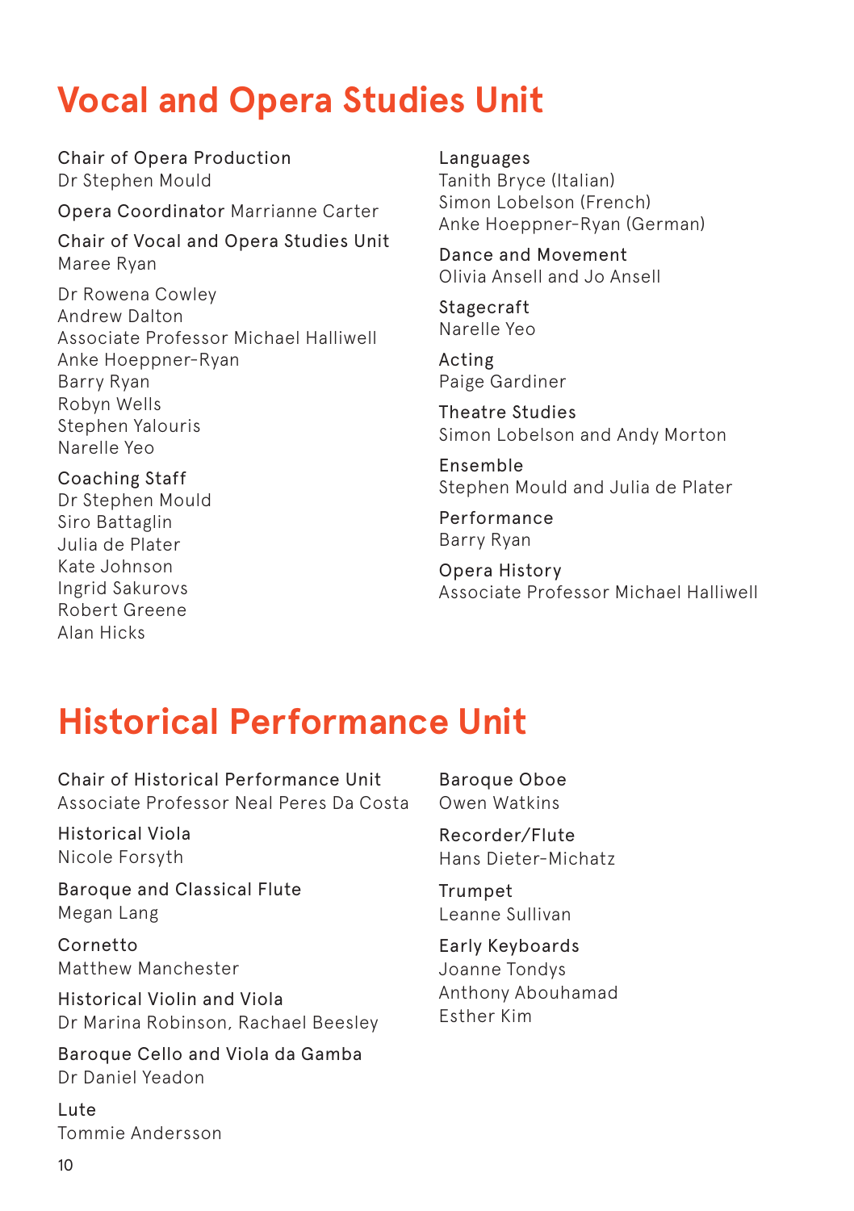# Vocal and Opera Studies Unit

**Chair of Opera Production**
Dr Stephen Mould

**Opera Coordinator** Marrianne Carter

**Chair of Vocal and Opera Studies Unit**
Maree Ryan

Dr Rowena Cowley
Andrew Dalton
Associate Professor Michael Halliwell
Anke Hoeppner-Ryan
Barry Ryan
Robyn Wells
Stephen Yalouris
Narelle Yeo

**Coaching Staff**
Dr Stephen Mould
Siro Battaglin
Julia de Plater
Kate Johnson
Ingrid Sakurovs
Robert Greene
Alan Hicks

**Languages**
Tanith Bryce (Italian)
Simon Lobelson (French)
Anke Hoeppner-Ryan (German)

**Dance and Movement**
Olivia Ansell and Jo Ansell

**Stagecraft**
Narelle Yeo

**Acting**
Paige Gardiner

**Theatre Studies**
Simon Lobelson and Andy Morton

**Ensemble**
Stephen Mould and Julia de Plater

**Performance**
Barry Ryan

**Opera History**
Associate Professor Michael Halliwell

# Historical Performance Unit

**Chair of Historical Performance Unit**
Associate Professor Neal Peres Da Costa

**Historical Viola**
Nicole Forsyth

**Baroque and Classical Flute**
Megan Lang

**Cornetto**
Matthew Manchester

**Historical Violin and Viola**
Dr Marina Robinson, Rachael Beesley

**Baroque Cello and Viola da Gamba**
Dr Daniel Yeadon

**Lute**
Tommie Andersson

**Baroque Oboe**
Owen Watkins

**Recorder/Flute**
Hans Dieter-Michatz

**Trumpet**
Leanne Sullivan

**Early Keyboards**
Joanne Tondys
Anthony Abouhamad
Esther Kim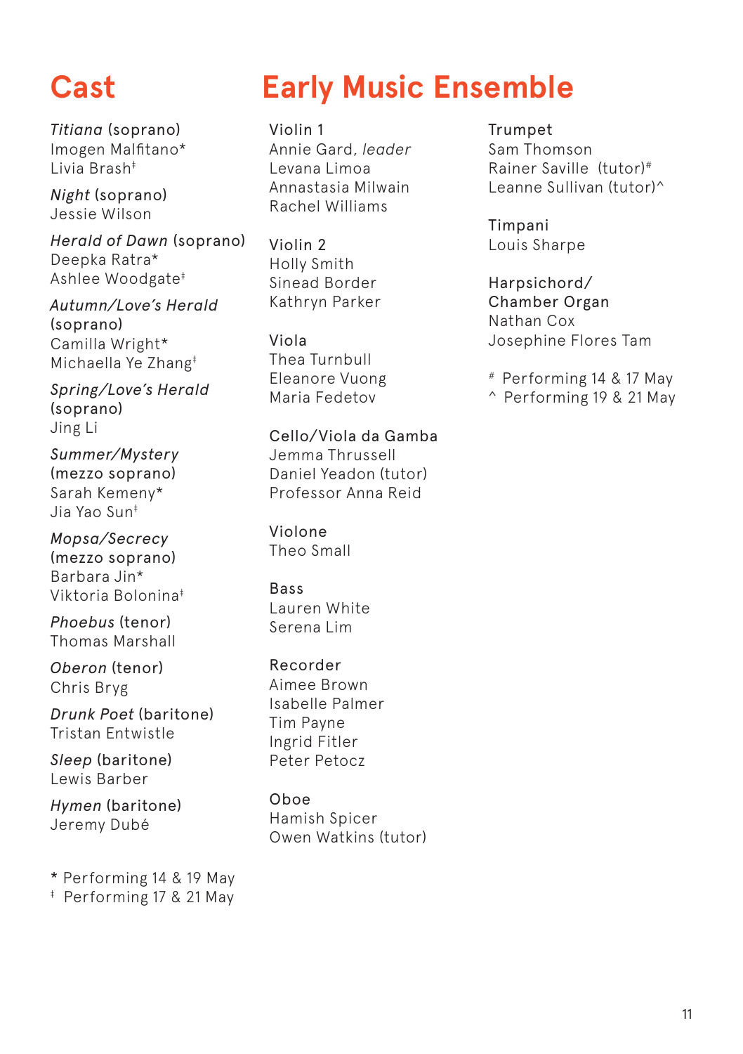# Cast

*Titiana* (soprano)
Imogen Malfitano*
Livia Brash‡

*Night* (soprano)
Jessie Wilson

*Herald of Dawn* (soprano)
Deepka Ratra*
Ashlee Woodgate‡

*Autumn/Love's Herald* (soprano)
Camilla Wright*
Michaella Ye Zhang‡

*Spring/Love's Herald* (soprano)
Jing Li

*Summer/Mystery* (mezzo soprano)
Sarah Kemeny*
Jia Yao Sun‡

*Mopsa/Secrecy* (mezzo soprano)
Barbara Jin*
Viktoria Bolonina‡

*Phoebus* (tenor)
Thomas Marshall

*Oberon* (tenor)
Chris Bryg

*Drunk Poet* (baritone)
Tristan Entwistle

*Sleep* (baritone)
Lewis Barber

*Hymen* (baritone)
Jeremy Dubé

\* Performing 14 & 19 May
‡ Performing 17 & 21 May

# Early Music Ensemble

Violin 1
Annie Gard, *leader*
Levana Limoa
Annastasia Milwain
Rachel Williams

Violin 2
Holly Smith
Sinead Border
Kathryn Parker

Viola
Thea Turnbull
Eleanore Vuong
Maria Fedetov

Cello/Viola da Gamba
Jemma Thrussell
Daniel Yeadon (tutor)
Professor Anna Reid

Violone
Theo Small

Bass
Lauren White
Serena Lim

Recorder
Aimee Brown
Isabelle Palmer
Tim Payne
Ingrid Fitler
Peter Petocz

Oboe
Hamish Spicer
Owen Watkins (tutor)

Trumpet
Sam Thomson
Rainer Saville (tutor)#
Leanne Sullivan (tutor)^

Timpani
Louis Sharpe

Harpsichord/Chamber Organ
Nathan Cox
Josephine Flores Tam

# Performing 14 & 17 May
^ Performing 19 & 21 May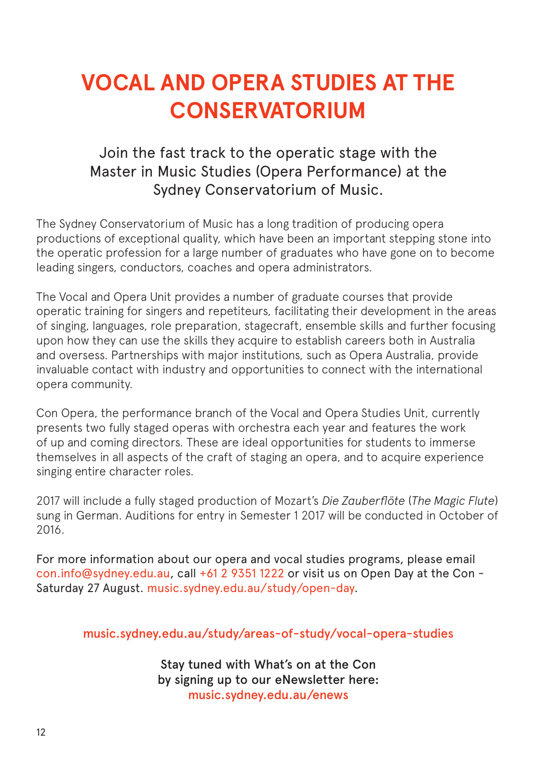# VOCAL AND OPERA STUDIES AT THE CONSERVATORIUM

## Join the fast track to the operatic stage with the Master in Music Studies (Opera Performance) at the Sydney Conservatorium of Music.

The Sydney Conservatorium of Music has a long tradition of producing opera productions of exceptional quality, which have been an important stepping stone into the operatic profession for a large number of graduates who have gone on to become leading singers, conductors, coaches and opera administrators.

The Vocal and Opera Unit provides a number of graduate courses that provide operatic training for singers and repetiteurs, facilitating their development in the areas of singing, languages, role preparation, stagecraft, ensemble skills and further focusing upon how they can use the skills they acquire to establish careers both in Australia and oversess. Partnerships with major institutions, such as Opera Australia, provide invaluable contact with industry and opportunities to connect with the international opera community.

Con Opera, the performance branch of the Vocal and Opera Studies Unit, currently presents two fully staged operas with orchestra each year and features the work of up and coming directors. These are ideal opportunities for students to immerse themselves in all aspects of the craft of staging an opera, and to acquire experience singing entire character roles.

2017 will include a fully staged production of Mozart's *Die Zauberflöte* (*The Magic Flute*) sung in German. Auditions for entry in Semester 1 2017 will be conducted in October of 2016.

For more information about our opera and vocal studies programs, please email con.info@sydney.edu.au, call +61 2 9351 1222 or visit us on Open Day at the Con - Saturday 27 August. music.sydney.edu.au/study/open-day.

music.sydney.edu.au/study/areas-of-study/vocal-opera-studies

Stay tuned with What's on at the Con
by signing up to our eNewsletter here:
music.sydney.edu.au/enews